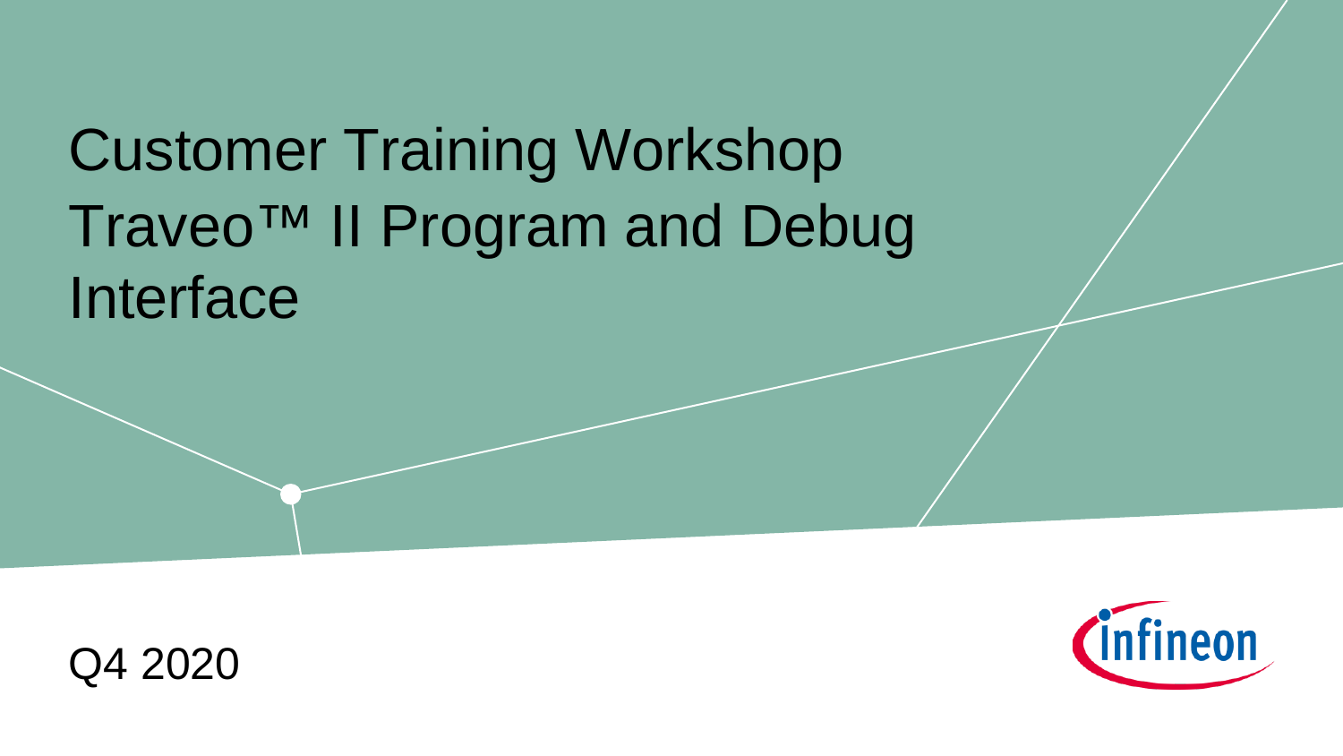# Customer Training Workshop Traveo™ II Program and Debug Interface

Q4 2020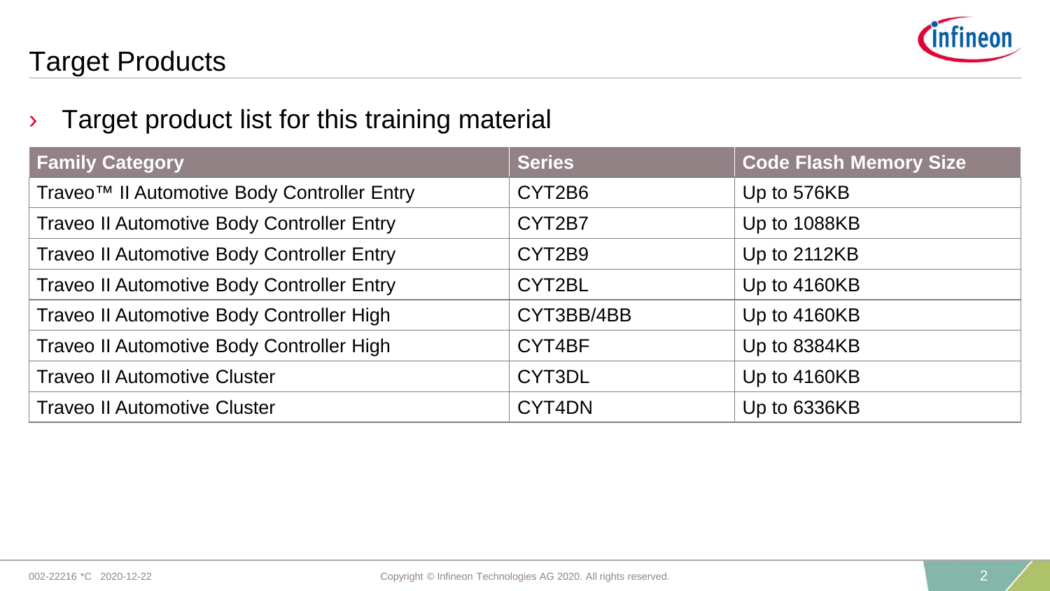# Target Products

- Target product list for this training material

| Family Category | Series | Code Flash Memory Size |
| --- | --- | --- |
| Traveo™ II Automotive Body Controller Entry | CYT2B6 | Up to 576KB |
| Traveo II Automotive Body Controller Entry | CYT2B7 | Up to 1088KB |
| Traveo II Automotive Body Controller Entry | CYT2B9 | Up to 2112KB |
| Traveo II Automotive Body Controller Entry | CYT2BL | Up to 4160KB |
| Traveo II Automotive Body Controller High | CYT3BB/4BB | Up to 4160KB |
| Traveo II Automotive Body Controller High | CYT4BF | Up to 8384KB |
| Traveo II Automotive Cluster | CYT3DL | Up to 4160KB |
| Traveo II Automotive Cluster | CYT4DN | Up to 6336KB |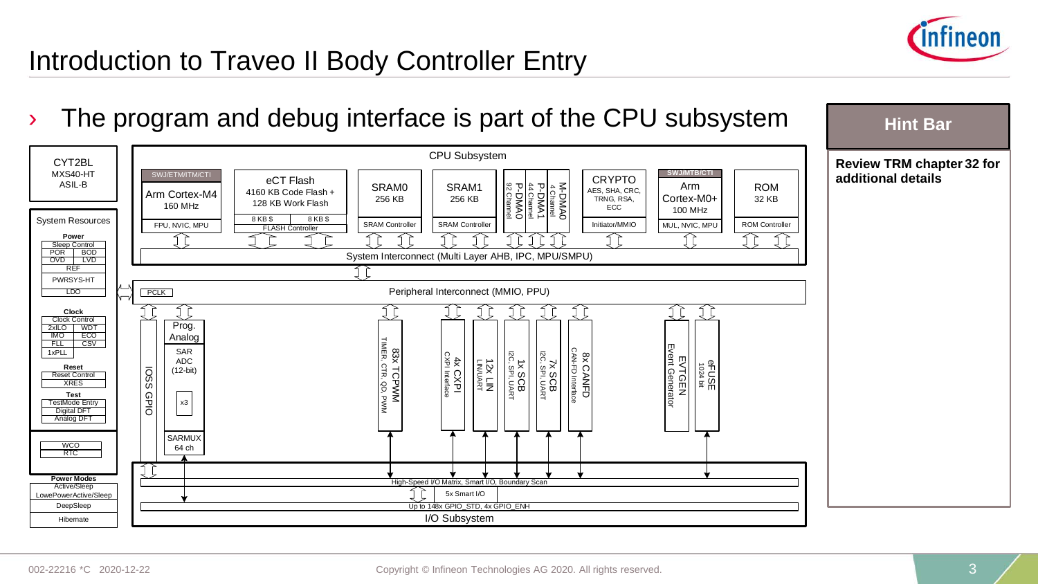# Introduction to Traveo II Body Controller Entry

› The program and debug interface is part of the CPU subsystem

CYT2BL
MXS40-HT
ASIL-B

**System Resources**

- **Power**: Sleep Control, POR, BOD, OVD, LVD, REF, PWRSYS-HT, LDO
- **Clock**: Clock Control, 2xILO, WDT, IMO, ECO, FLL, CSV, 1xPLL
- **Reset**: Reset Control, XRES
- **Test**: TestMode Entry, Digital DFT, Analog DFT
- WCO, RTC

**Power Modes**: Active/Sleep, LowePowerActive/Sleep, DeepSleep, Hibernate

**CPU Subsystem**

- SWJ/ETM/ITM/CTI — Arm Cortex-M4, 160 MHz — FPU, NVIC, MPU
- eCT Flash — 4160 KB Code Flash + 128 KB Work Flash — 8 KB $, 8 KB $ — FLASH Controller
- SRAM0 256 KB — SRAM Controller
- SRAM1 256 KB — SRAM Controller
- P-DMA0 92 Channel
- P-DMA1 44 Channel
- M-DMA0 4 Channel
- CRYPTO — AES, SHA, CRC, TRNG, RSA, ECC — Initiator/MMIO
- SWJ/MTB/CTI — Arm Cortex-M0+, 100 MHz — MUL, NVIC, MPU
- ROM 32 KB — ROM Controller

System Interconnect (Multi Layer AHB, IPC, MPU/SMPU)

PCLK — Peripheral Interconnect (MMIO, PPU)

- IOSS GPIO
- Prog. Analog — SAR ADC (12-bit) x3 — SARMUX 64 ch
- 83x TCPWM — TIMER, CTR, QD, PWM
- 4x CXPI — CXPI Interface
- 12x LIN — LIN/UART
- 1x SCB — I2C, SPI, UART
- 7x SCB — I2C, SPI, UART
- 8x CANFD — CAN-FD Interface
- EVTGEN — Event Generator
- eFUSE — 1024 bit

**I/O Subsystem**

- High-Speed I/O Matrix, Smart I/O, Boundary Scan
- 5x Smart I/O
- Up to 148x GPIO_STD, 4x GPIO_ENH

**Hint Bar**

**Review TRM chapter 32 for additional details**

002-22216 *C 2020-12-22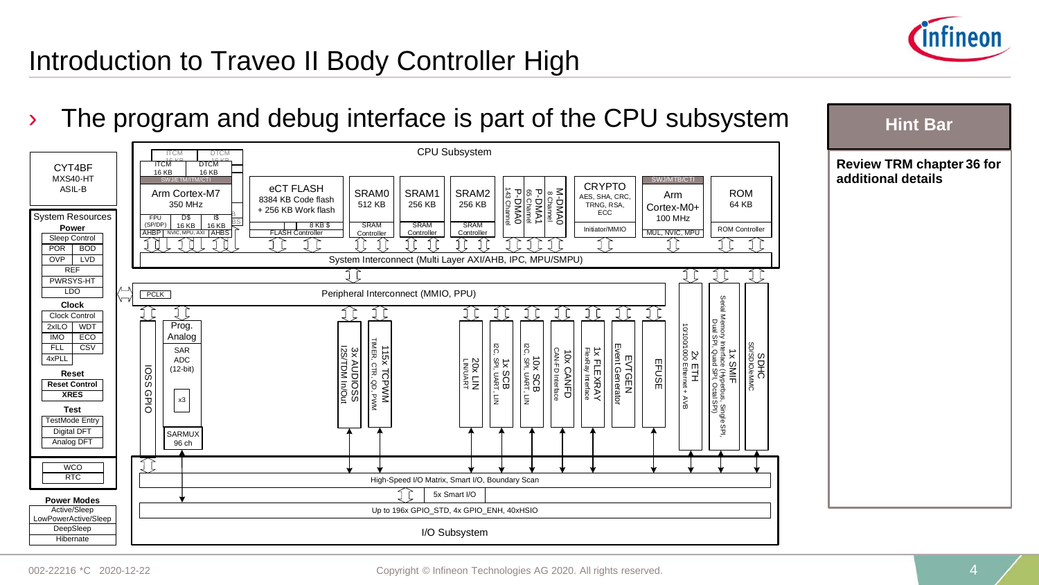# Introduction to Traveo II Body Controller High

› The program and debug interface is part of the CPU subsystem

**Hint Bar**

**Review TRM chapter 36 for additional details**

CYT4BF
MXS40-HT
ASIL-B

**System Resources**

**Power**
- Sleep Control
- POR | BOD
- OVP | LVD
- REF
- PWRSYS-HT
- LDO

**Clock**
- Clock Control
- 2xILO | WDT
- IMO | ECO
- FLL | CSV
- 4xPLL

**Reset**
- Reset Control
- XRES

**Test**
- TestMode Entry
- Digital DFT
- Analog DFT

- WCO
- RTC

**Power Modes**
- Active/Sleep
- LowPowerActive/Sleep
- DeepSleep
- Hibernate

**CPU Subsystem**
- ITCM 16 KB, DTCM 16 KB
- SWJ/ETM/ITM/CTI
- Arm Cortex-M7 350 MHz
- FPU (SP/DP), D$ 16 KB, I$ 16 KB
- AHBP, NVIC, MPU, AXI, AHBS
- eCT FLASH: 8384 KB Code flash + 256 KB Work flash, 8 KB $, FLASH Controller
- SRAM0 512 KB, SRAM Controller
- SRAM1 256 KB, SRAM Controller
- SRAM2 256 KB, SRAM Controller
- P-DMA0 143 Channel
- P-DMA1 65 Channel
- M-DMA0 8 Channel
- CRYPTO: AES, SHA, CRC, TRNG, RSA, ECC; Initiator/MMIO
- SWJ/MTB/CTI, Arm Cortex-M0+ 100 MHz, MUL, NVIC, MPU
- ROM 64 KB, ROM Controller
- System Interconnect (Multi Layer AXI/AHB, IPC, MPU/SMPU)

**Peripheral Interconnect (MMIO, PPU)**
- PCLK
- IOSS GPIO
- Prog. Analog: SAR ADC (12-bit) x3, SARMUX 96 ch
- 3x AUDIOSS: I2S/TDM In/Out
- 115x TCPWM: TIMER, CTR, QD, PWM
- 20x LIN: LIN/UART
- 1x SCB: I2C, SPI, UART, LIN
- 10x SCB: I2C, SPI, UART, LIN
- 10x CANFD: CAN-FD Interface
- 1x FLEXRAY: FlexRay Interface
- EVTGEN: Event Generator
- EFUSE
- 2x ETH: 10/100/1000 Ethernet + AVB
- 1x SMIF: Serial Memory Interface (Hyperbus, Single SPI, Dual SPI, Quad SPI, Octal SPI)
- SDHC: SD/SDIO/eMMC

**I/O Subsystem**
- High-Speed I/O Matrix, Smart I/O, Boundary Scan
- 5x Smart I/O
- Up to 196x GPIO_STD, 4x GPIO_ENH, 40xHSIO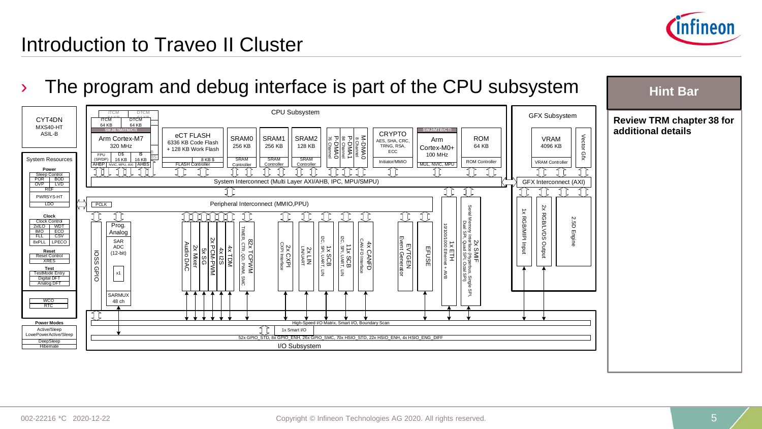# Introduction to Traveo II Cluster

› The program and debug interface is part of the CPU subsystem

**Hint Bar**

**Review TRM chapter 38 for additional details**

CYT4DN
MXS40-HT
ASIL-B

System Resources

**Power**
Sleep Control
POR | BOD
OVP | LVD
REF
PWRSYS-HT
LDO

**Clock**
Clock Control
2xILO | WDT
IMO | ECO
FLL | CSV
8xPLL | LPECO

**Reset**
Reset Control
XRES

**Test**
TestMode Entry
Digital DFT
Analog DFT

WCO
RTC

**Power Modes**
Active/Sleep
LowePowerActive/Sleep
DeepSleep
Hibernate

CPU Subsystem

- ITCM 64 KB
- DTCM 64 KB
- SWJ/ETM/ITM/CTI
- Arm Cortex-M7 320 MHz
- FPU (SP/DP)
- D$ 16 KB
- I$ 16 KB
- AHBP | NVIC, MPU, AXI | AHBS
- eCT FLASH: 6336 KB Code Flash + 128 KB Work Flash; 8 KB $; FLASH Controller
- SRAM0 256 KB, SRAM Controller
- SRAM1 256 KB, SRAM Controller
- SRAM2 128 KB, SRAM Controller
- P-DMA0 76 Channel
- P-DMA1 84 Channel
- M-DMA0 8 Channel
- CRYPTO: AES, SHA, CRC, TRNG, RSA, ECC; Initiator/MMIO
- SWJ/MTB/CTI; Arm Cortex-M0+ 100 MHz; MUL, NVIC, MPU
- ROM 64 KB; ROM Controller

System Interconnect (Multi Layer AXI/AHB, IPC, MPU/SMPU)

Peripheral Interconnect (MMIO,PPU)

PCLK

- IOSS GPIO
- Prog. Analog: SAR ADC (12-bit); x1; SARMUX 48 ch
- Audio DAC
- 2x Mixer
- 5x SG
- 2x PCM-PWM
- 4x I2S
- 4x TDM
- 82x TCPWM: TIMER, CTR, QD, PWM, SMC
- 2x CXPI: CXPI Interface
- 2x LIN: LIN/UART
- 1x SCB: I2C, SPI, UART, LIN
- 11x SCB: I2C, SPI, UART, LIN
- 4x CANFD: CAN-FD Interface
- EVTGEN: Event Generator
- EFUSE
- 1x ETH: 10/100/1000 Ethernet + AVB
- 2x SMIF: Serial Memory Interface (Hyperbus, Single SPI, Dual SPI, Quad SPI, Octal SPI)

GFX Subsystem

- VRAM 4096 KB; VRAM Controller
- Vector Gfx
- GFX Interconnect (AXI)
- 1x RGB/MIPI Input
- 2x RGB/LVDS Output
- 2.5D Engine

High-Speed I/O Matrix, Smart I/O, Boundary Scan

1x Smart I/O

52x GPIO_STD, 8x GPIO_ENH, 26x GPIO_SMC, 70x HSIO_STD, 22x HSIO_ENH, 4x HSIO_ENG_DIFF

I/O Subsystem

002-22216 *C 2020-12-22

Copyright © Infineon Technologies AG 2020. All rights reserved.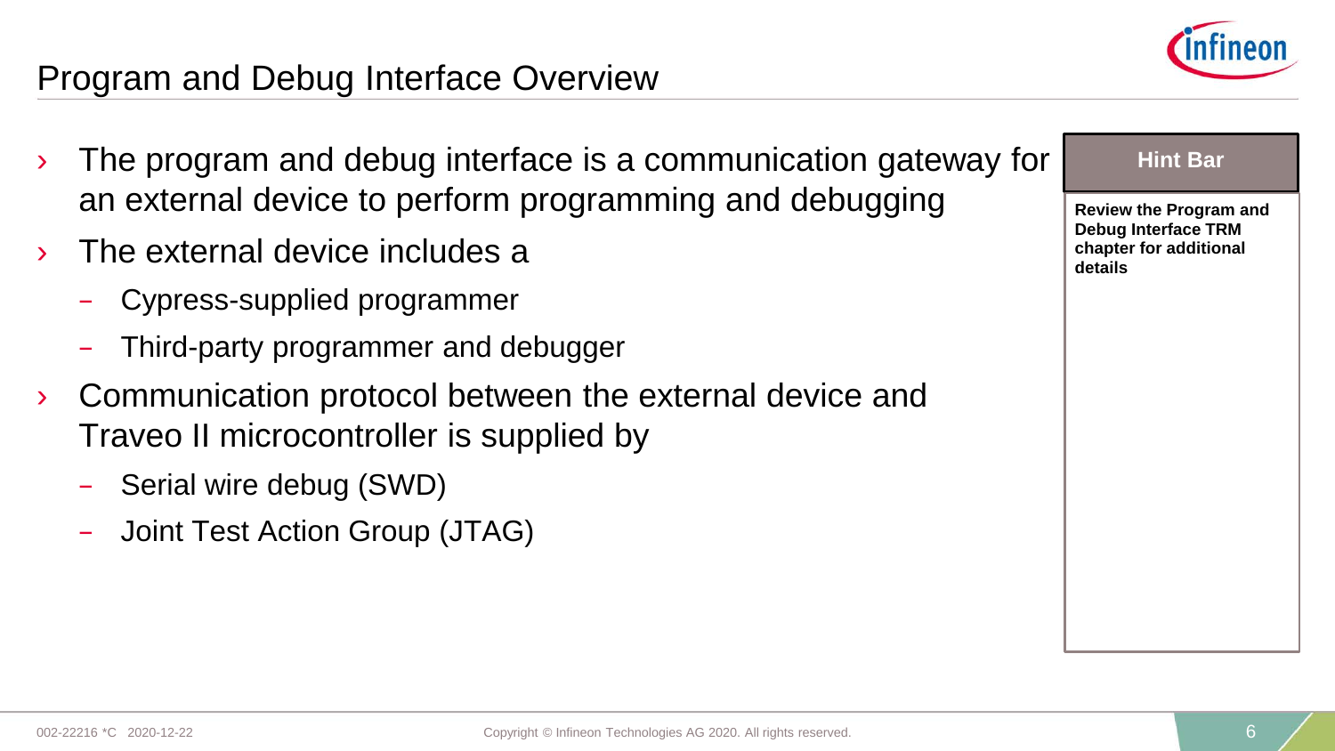# Program and Debug Interface Overview

- The program and debug interface is a communication gateway for an external device to perform programming and debugging
- The external device includes a
  - Cypress-supplied programmer
  - Third-party programmer and debugger
- Communication protocol between the external device and Traveo II microcontroller is supplied by
  - Serial wire debug (SWD)
  - Joint Test Action Group (JTAG)

**Hint Bar**

**Review the Program and Debug Interface TRM chapter for additional details**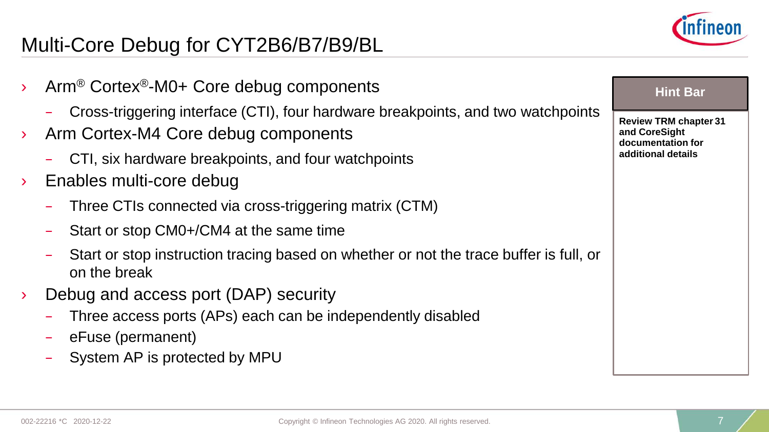# Multi-Core Debug for CYT2B6/B7/B9/BL

- Arm® Cortex®-M0+ Core debug components
  - Cross-triggering interface (CTI), four hardware breakpoints, and two watchpoints
- Arm Cortex-M4 Core debug components
  - CTI, six hardware breakpoints, and four watchpoints
- Enables multi-core debug
  - Three CTIs connected via cross-triggering matrix (CTM)
  - Start or stop CM0+/CM4 at the same time
  - Start or stop instruction tracing based on whether or not the trace buffer is full, or on the break
- Debug and access port (DAP) security
  - Three access ports (APs) each can be independently disabled
  - eFuse (permanent)
  - System AP is protected by MPU

**Hint Bar**

**Review TRM chapter 31 and CoreSight documentation for additional details**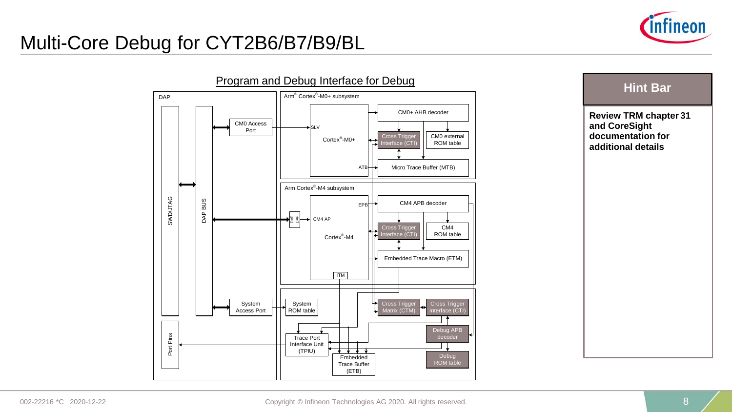# Multi-Core Debug for CYT2B6/B7/B9/BL

## Program and Debug Interface for Debug

DAP

SWD/JTAG

DAP BUS

CM0 Access Port

System Access Port

Port Pins

Arm® Cortex®-M0+ subsystem

SLV

Cortex®-M0+

ATB

CM0+ AHB decoder

Cross Trigger Interface (CTI)

CM0 external ROM table

Micro Trace Buffer (MTB)

Arm Cortex®-M4 subsystem

EPB

DAP DAP

CM4 AP

Cortex®-M4

ITM

CM4 APB decoder

Cross Trigger Interface (CTI)

CM4 ROM table

Embedded Trace Macro (ETM)

System ROM table

Trace Port Interface Unit (TPIU)

Embedded Trace Buffer (ETB)

Cross Trigger Matrix (CTM)

Cross Trigger Interface (CTI)

Debug APB decoder

Debug ROM table

### Hint Bar

**Review TRM chapter 31 and CoreSight documentation for additional details**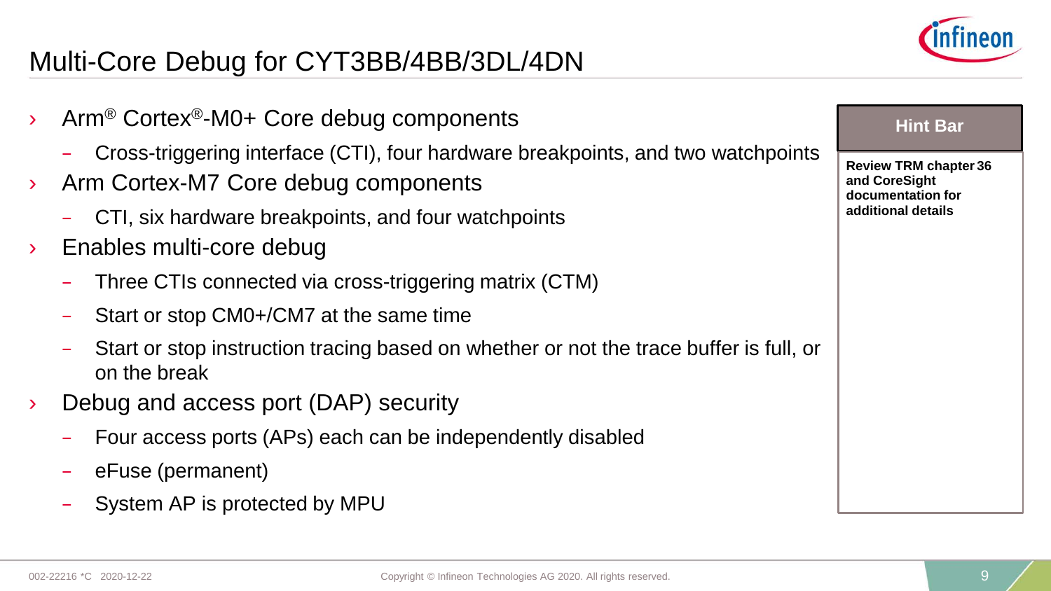# Multi-Core Debug for CYT3BB/4BB/3DL/4DN

- Arm® Cortex®-M0+ Core debug components
  - Cross-triggering interface (CTI), four hardware breakpoints, and two watchpoints
- Arm Cortex-M7 Core debug components
  - CTI, six hardware breakpoints, and four watchpoints
- Enables multi-core debug
  - Three CTIs connected via cross-triggering matrix (CTM)
  - Start or stop CM0+/CM7 at the same time
  - Start or stop instruction tracing based on whether or not the trace buffer is full, or on the break
- Debug and access port (DAP) security
  - Four access ports (APs) each can be independently disabled
  - eFuse (permanent)
  - System AP is protected by MPU

**Hint Bar**

**Review TRM chapter 36 and CoreSight documentation for additional details**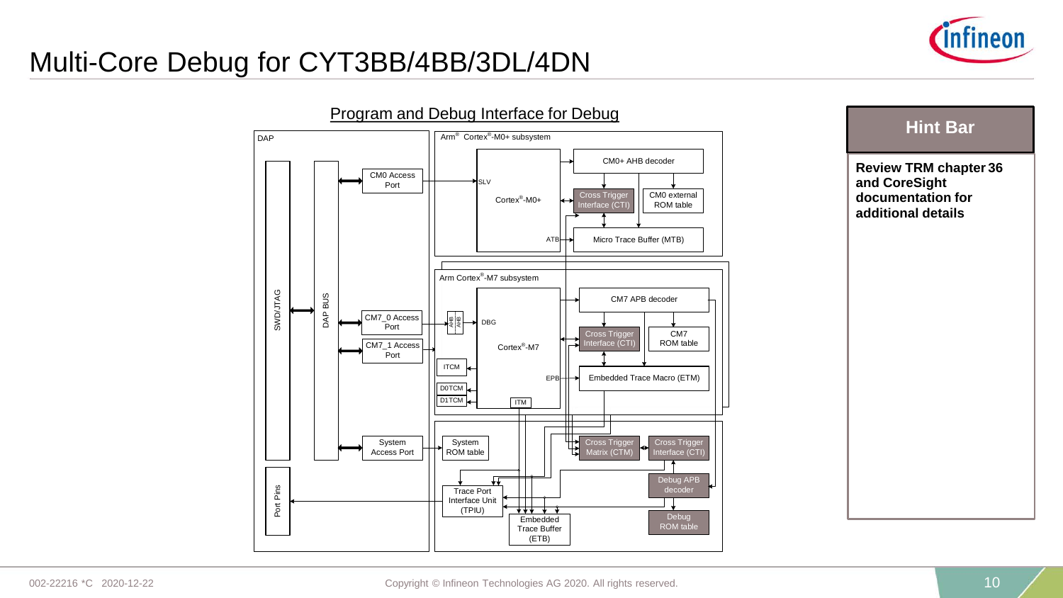# Multi-Core Debug for CYT3BB/4BB/3DL/4DN

## Program and Debug Interface for Debug

DAP

SWD/JTAG

DAP BUS

CM0 Access Port

CM7_0 Access Port

CM7_1 Access Port

System Access Port

Port Pins

Arm® Cortex®-M0+ subsystem

SLV

Cortex®-M0+

ATB

CM0+ AHB decoder

Cross Trigger Interface (CTI)

CM0 external ROM table

Micro Trace Buffer (MTB)

Arm Cortex®-M7 subsystem

AHB

AHB

DBG

Cortex®-M7

EPB

ITCM

D0TCM

D1TCM

ITM

CM7 APB decoder

Cross Trigger Interface (CTI)

CM7 ROM table

Embedded Trace Macro (ETM)

System ROM table

Trace Port Interface Unit (TPIU)

Embedded Trace Buffer (ETB)

Cross Trigger Matrix (CTM)

Cross Trigger Interface (CTI)

Debug APB decoder

Debug ROM table

**Hint Bar**

**Review TRM chapter 36 and CoreSight documentation for additional details**

002-22216 *C 2020-12-22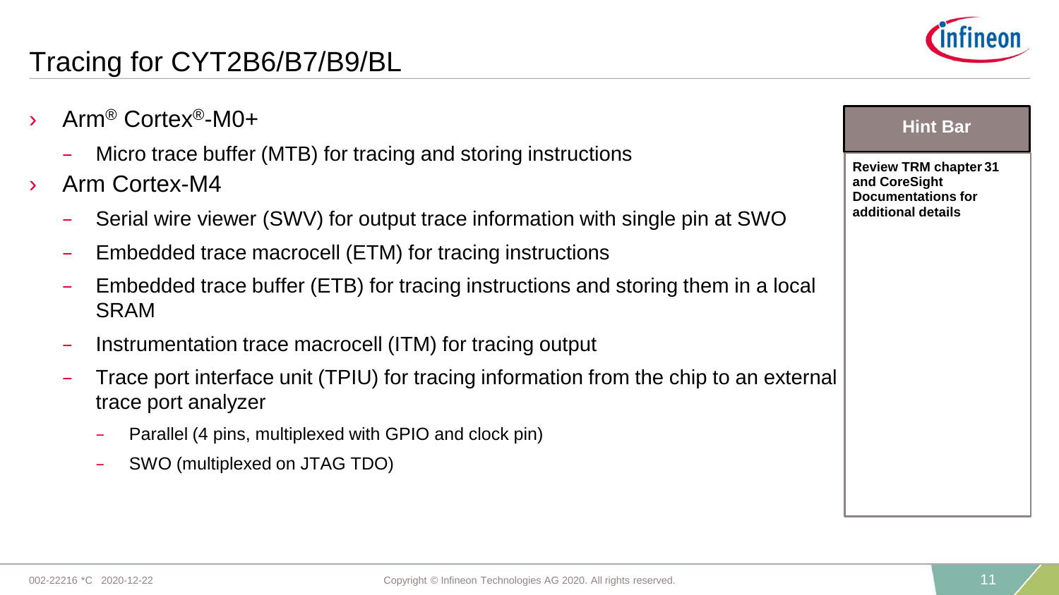# Tracing for CYT2B6/B7/B9/BL

- Arm® Cortex®-M0+
  - Micro trace buffer (MTB) for tracing and storing instructions
- Arm Cortex-M4
  - Serial wire viewer (SWV) for output trace information with single pin at SWO
  - Embedded trace macrocell (ETM) for tracing instructions
  - Embedded trace buffer (ETB) for tracing instructions and storing them in a local SRAM
  - Instrumentation trace macrocell (ITM) for tracing output
  - Trace port interface unit (TPIU) for tracing information from the chip to an external trace port analyzer
    - Parallel (4 pins, multiplexed with GPIO and clock pin)
    - SWO (multiplexed on JTAG TDO)

**Hint Bar**

**Review TRM chapter 31 and CoreSight Documentations for additional details**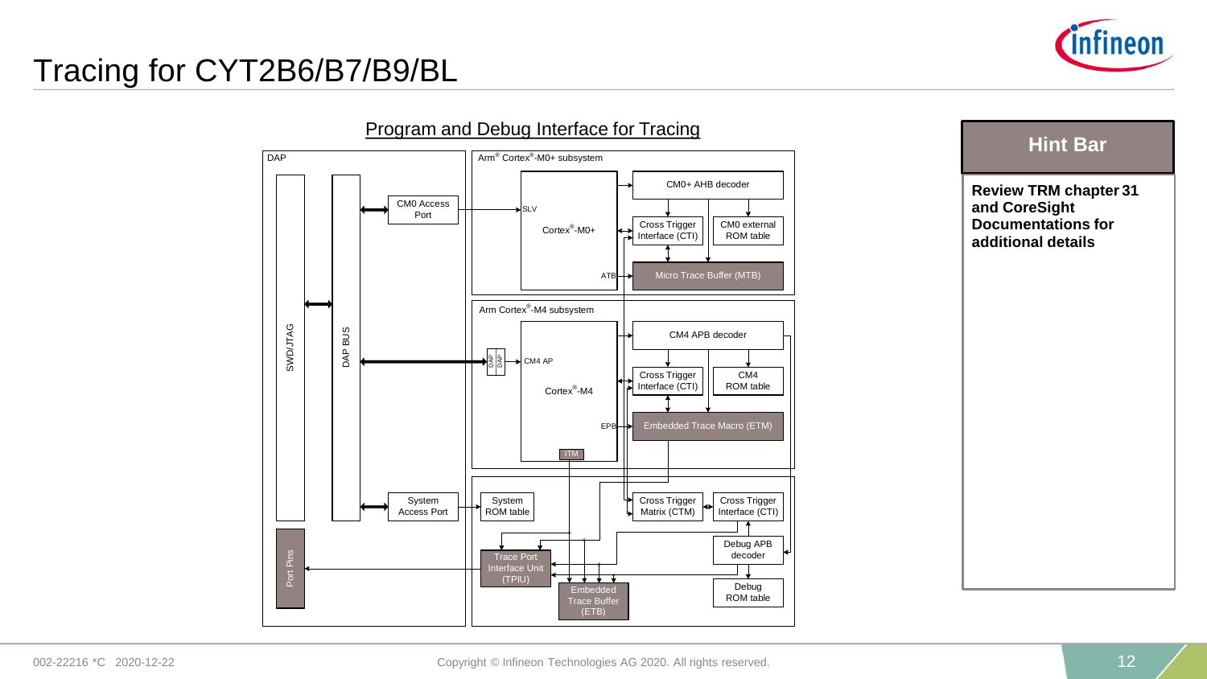# Tracing for CYT2B6/B7/B9/BL

## Program and Debug Interface for Tracing

DAP

SWD/JTAG

DAP BUS

CM0 Access Port

System Access Port

Port Pins

Arm® Cortex®-M0+ subsystem

SLV

Cortex®-M0+

ATB

CM0+ AHB decoder

Cross Trigger Interface (CTI)

CM0 external ROM table

Micro Trace Buffer (MTB)

Arm Cortex®-M4 subsystem

DAP DAP

CM4 AP

Cortex®-M4

EPB

ITM

CM4 APB decoder

Cross Trigger Interface (CTI)

CM4 ROM table

Embedded Trace Macro (ETM)

System ROM table

Cross Trigger Matrix (CTM)

Cross Trigger Interface (CTI)

Debug APB decoder

Trace Port Interface Unit (TPIU)

Embedded Trace Buffer (ETB)

Debug ROM table

**Hint Bar**

**Review TRM chapter 31 and CoreSight Documentations for additional details**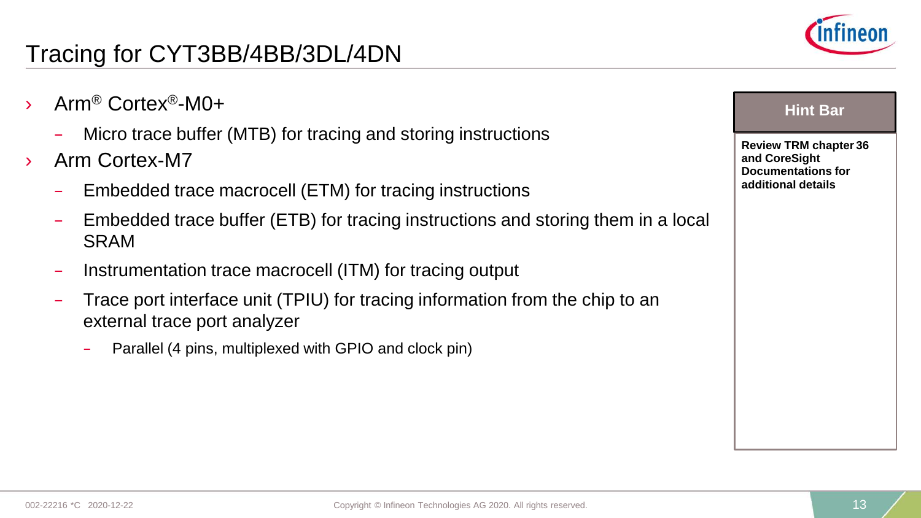# Tracing for CYT3BB/4BB/3DL/4DN

- Arm® Cortex®-M0+
  - Micro trace buffer (MTB) for tracing and storing instructions
- Arm Cortex-M7
  - Embedded trace macrocell (ETM) for tracing instructions
  - Embedded trace buffer (ETB) for tracing instructions and storing them in a local SRAM
  - Instrumentation trace macrocell (ITM) for tracing output
  - Trace port interface unit (TPIU) for tracing information from the chip to an external trace port analyzer
    - Parallel (4 pins, multiplexed with GPIO and clock pin)

**Hint Bar**

**Review TRM chapter 36 and CoreSight Documentations for additional details**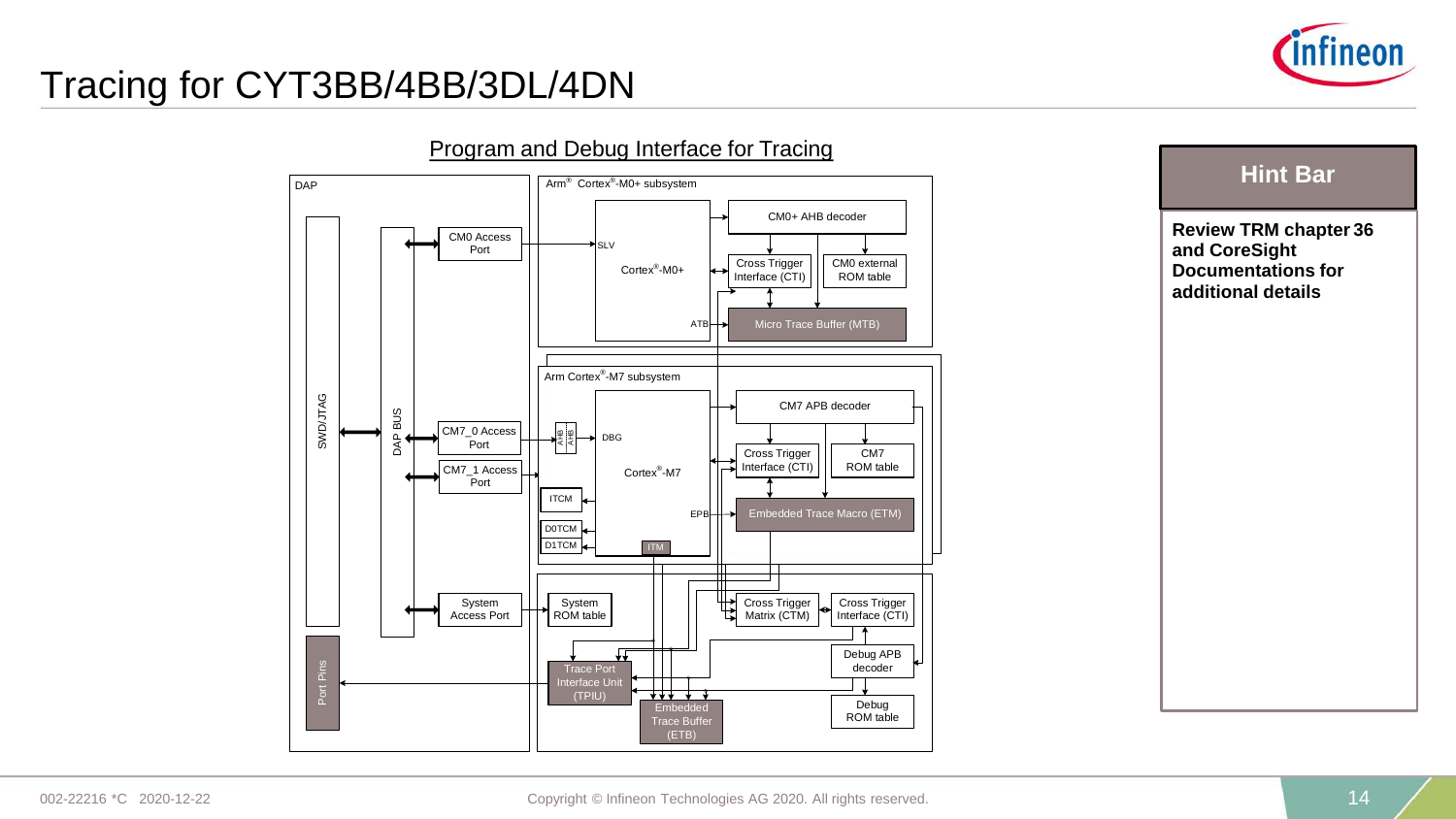# Tracing for CYT3BB/4BB/3DL/4DN

## Program and Debug Interface for Tracing

DAP

SWD/JTAG

DAP BUS

CM0 Access Port

CM7_0 Access Port

CM7_1 Access Port

System Access Port

Port Pins

Arm® Cortex®-M0+ subsystem

SLV

Cortex®-M0+

ATB

CM0+ AHB decoder

Cross Trigger Interface (CTI)

CM0 external ROM table

Micro Trace Buffer (MTB)

Arm Cortex®-M7 subsystem

AHB

AXIS

DBG

Cortex®-M7

ITCM

D0TCM

D1TCM

ITM

EPB

CM7 APB decoder

Cross Trigger Interface (CTI)

CM7 ROM table

Embedded Trace Macro (ETM)

System ROM table

Cross Trigger Matrix (CTM)

Cross Trigger Interface (CTI)

Debug APB decoder

Trace Port Interface Unit (TPIU)

Embedded Trace Buffer (ETB)

Debug ROM table

### Hint Bar

**Review TRM chapter 36 and CoreSight Documentations for additional details**

002-22216 *C 2020-12-22

Copyright © Infineon Technologies AG 2020. All rights reserved.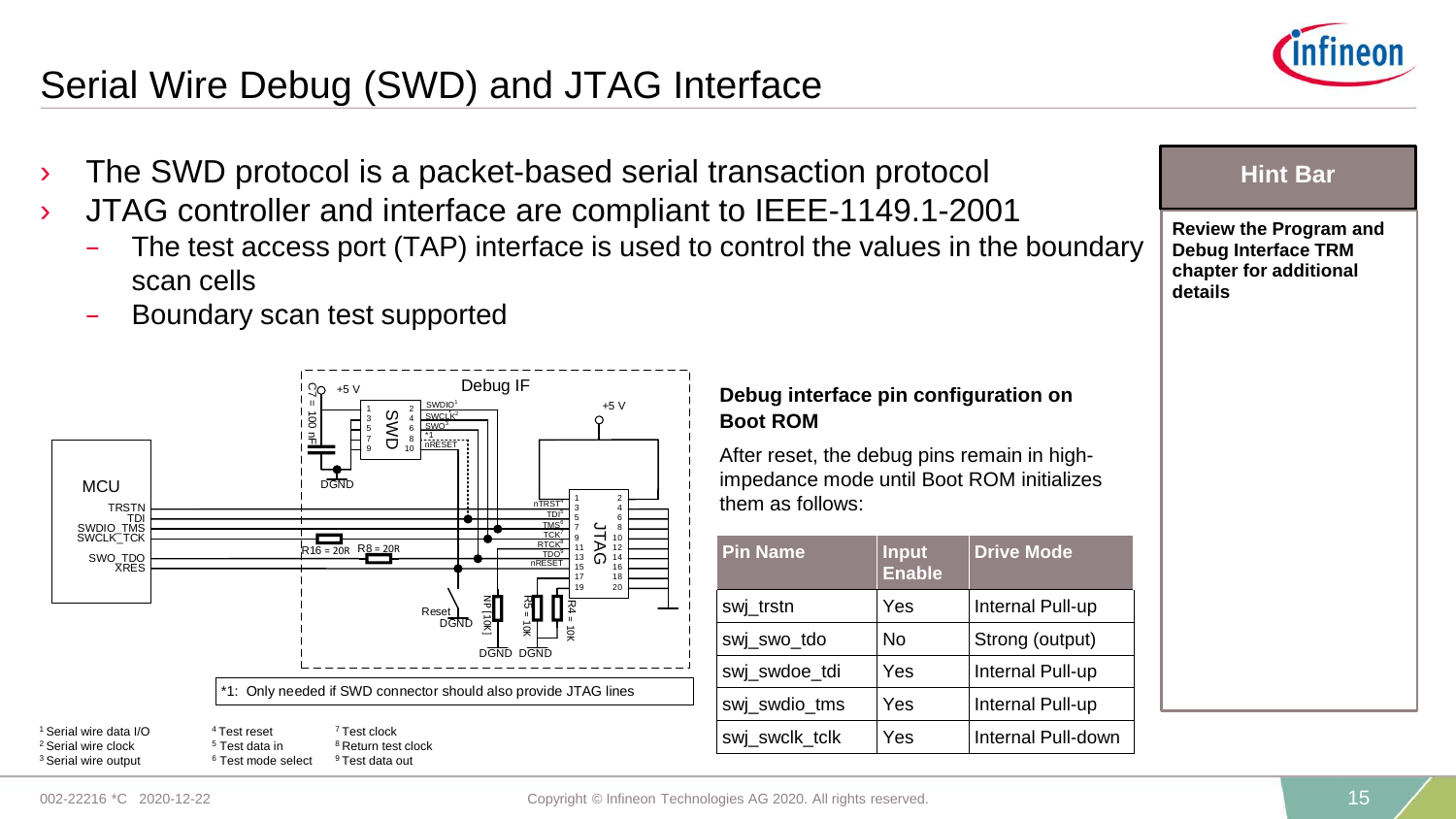# Serial Wire Debug (SWD) and JTAG Interface

- The SWD protocol is a packet-based serial transaction protocol
- JTAG controller and interface are compliant to IEEE-1149.1-2001
  - The test access port (TAP) interface is used to control the values in the boundary scan cells
  - Boundary scan test supported

*1: Only needed if SWD connector should also provide JTAG lines

[1] Serial wire data I/O
[2] Serial wire clock
[3] Serial wire output
[4] Test reset
[5] Test data in
[6] Test mode select
[7] Test clock
[8] Return test clock
[9] Test data out

**Debug interface pin configuration on Boot ROM**

After reset, the debug pins remain in high-impedance mode until Boot ROM initializes them as follows:

| Pin Name | Input Enable | Drive Mode |
|---|---|---|
| swj_trstn | Yes | Internal Pull-up |
| swj_swo_tdo | No | Strong (output) |
| swj_swdoe_tdi | Yes | Internal Pull-up |
| swj_swdio_tms | Yes | Internal Pull-up |
| swj_swclk_tclk | Yes | Internal Pull-down |

**Hint Bar**

**Review the Program and Debug Interface TRM chapter for additional details**

002-22216 *C 2020-12-22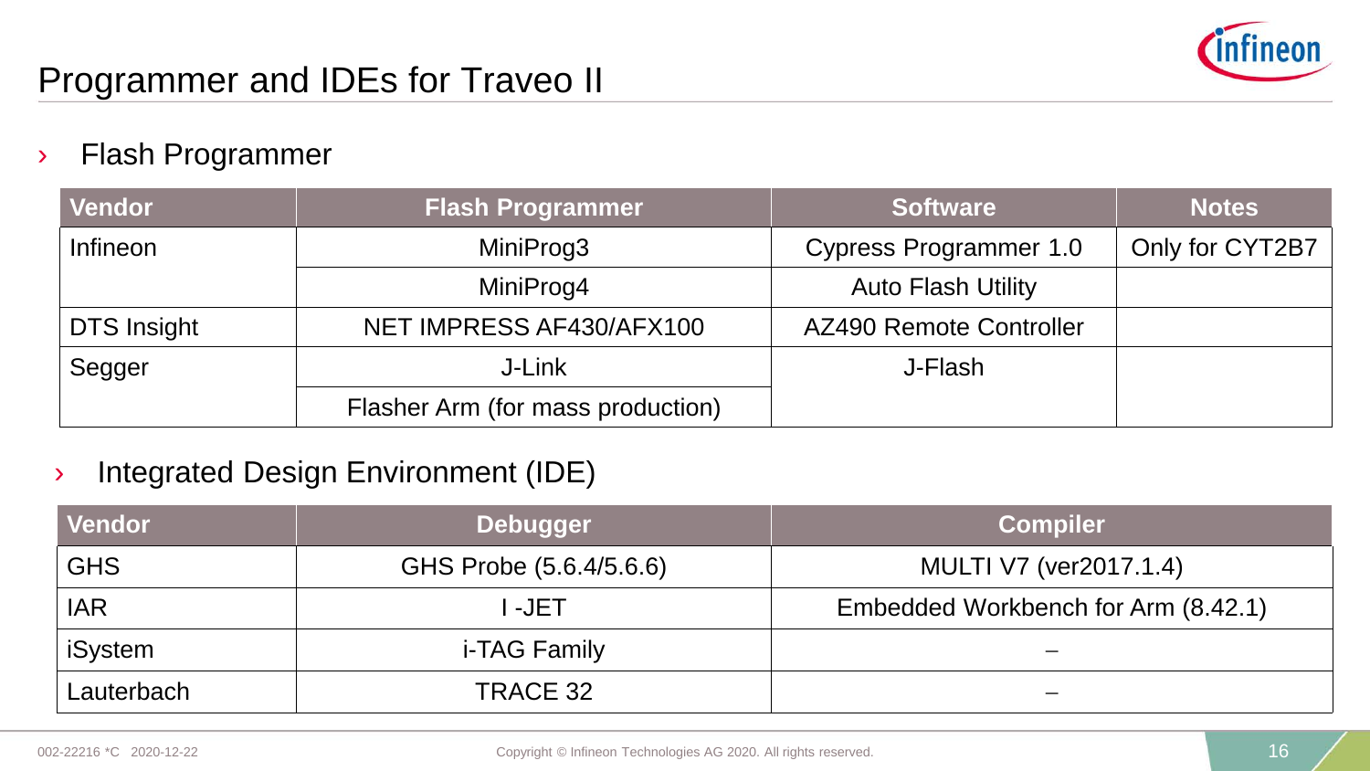# Programmer and IDEs for Traveo II

## Flash Programmer

| Vendor | Flash Programmer | Software | Notes |
|---|---|---|---|
| Infineon | MiniProg3 | Cypress Programmer 1.0 | Only for CYT2B7 |
| | MiniProg4 | Auto Flash Utility | |
| DTS Insight | NET IMPRESS AF430/AFX100 | AZ490 Remote Controller | |
| Segger | J-Link | J-Flash | |
| | Flasher Arm (for mass production) | | |

## Integrated Design Environment (IDE)

| Vendor | Debugger | Compiler |
|---|---|---|
| GHS | GHS Probe (5.6.4/5.6.6) | MULTI V7 (ver2017.1.4) |
| IAR | I -JET | Embedded Workbench for Arm (8.42.1) |
| iSystem | i-TAG Family | – |
| Lauterbach | TRACE 32 | – |

002-22216 *C 2020-12-22

Copyright © Infineon Technologies AG 2020. All rights reserved.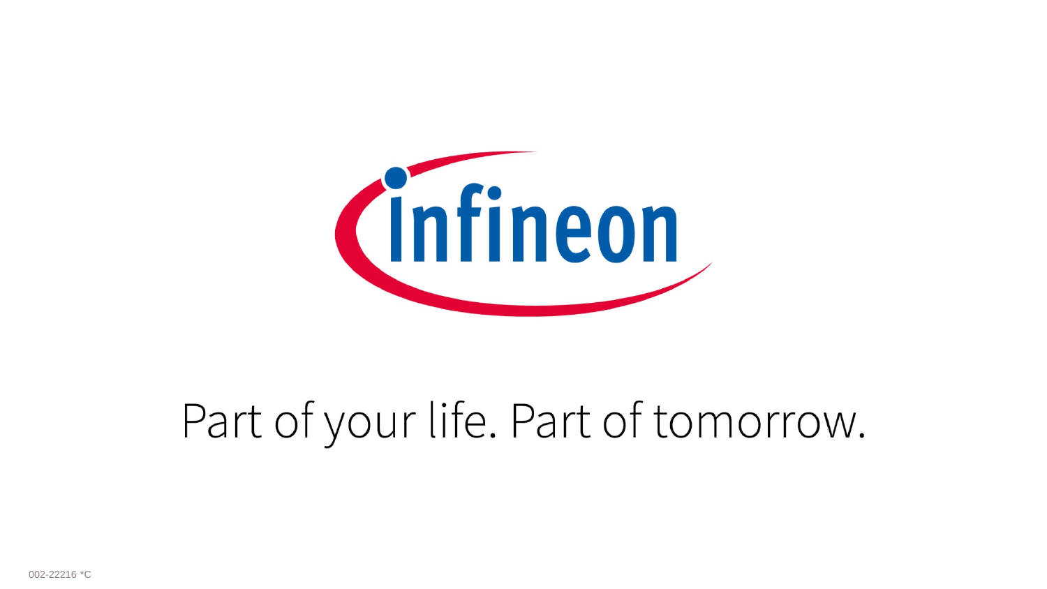Infineon

Part of your life. Part of tomorrow.

002-22216 *C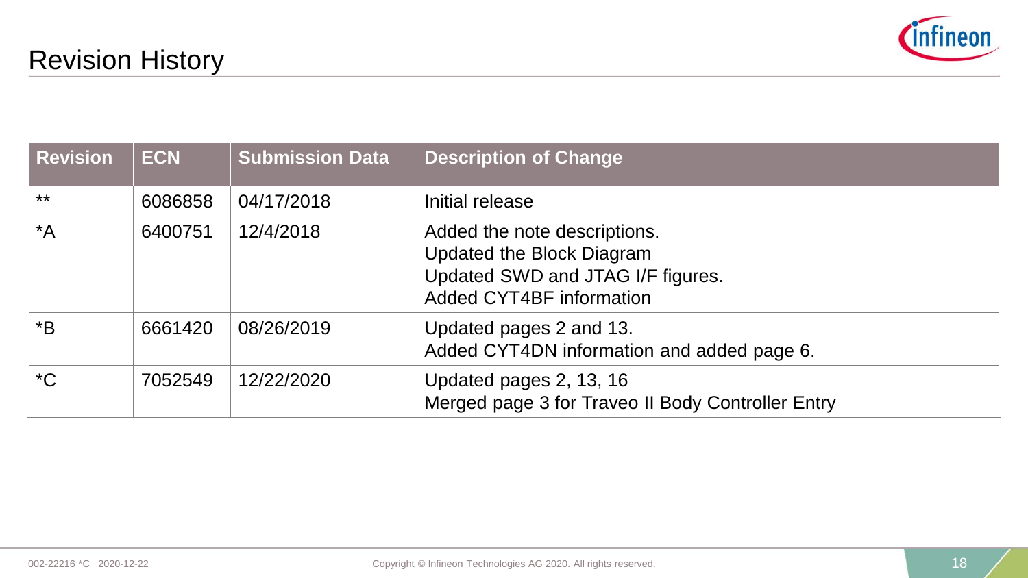# Revision History

| Revision | ECN | Submission Data | Description of Change |
|---|---|---|---|
| ** | 6086858 | 04/17/2018 | Initial release |
| *A | 6400751 | 12/4/2018 | Added the note descriptions.<br>Updated the Block Diagram<br>Updated SWD and JTAG I/F figures.<br>Added CYT4BF information |
| *B | 6661420 | 08/26/2019 | Updated pages 2 and 13.<br>Added CYT4DN information and added page 6. |
| *C | 7052549 | 12/22/2020 | Updated pages 2, 13, 16<br>Merged page 3 for Traveo II Body Controller Entry |